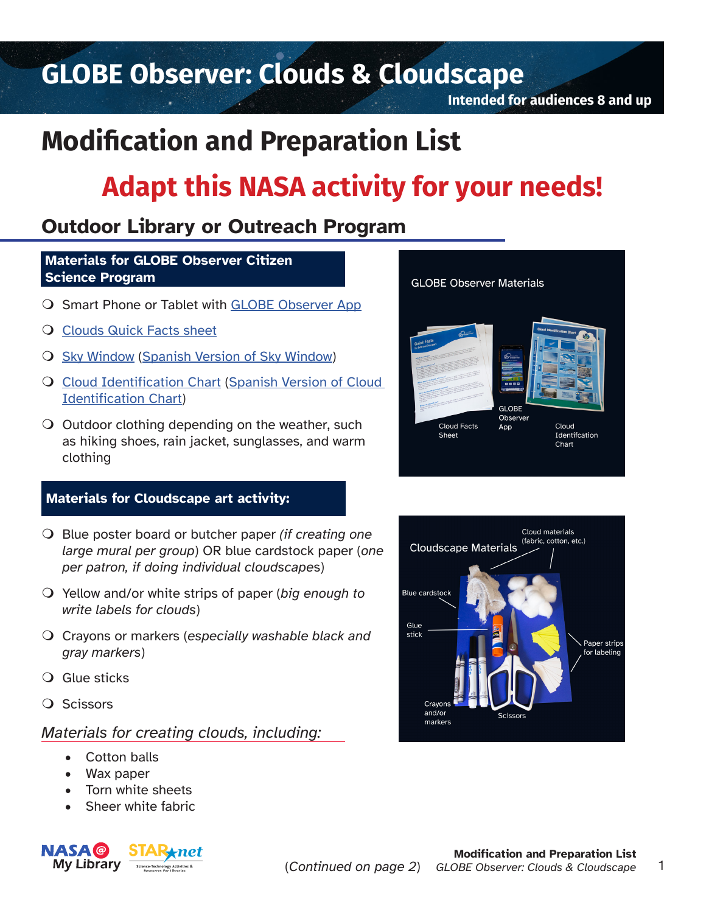# GLOBE Observer: Clouds & Cloudscape

**Intended for audiences 8 and up**

# Modification and Preparation List

## Adapt this NASA activity for your needs!

### Outdoor Library or Outreach Program

**Materials for GLOBE Observer Citizen Science Program**

- Smart Phone or Tablet with GLOBE Observer App
- Clouds Quick Facts sheet
- Sky Window (Spanish Version of Sky Window)
- Cloud Identification Chart (Spanish Version of Cloud Identification Chart)
- Outdoor clothing depending on the weather, such as hiking shoes, rain jacket, sunglasses, and warm clothing

GLOBE Observer Materials

Cloud Facts Sheet · GLOBE Observer App · Cloud Identifcation Chart

**Materials for Cloudscape art activity:**

- Blue poster board or butcher paper (*if creating one large mural per group*) OR blue cardstock paper (*one per patron, if doing individual cloudscapes*)
- Yellow and/or white strips of paper (*big enough to write labels for clouds*)
- Crayons or markers (*especially washable black and gray markers*)
- Glue sticks
- Scissors

*Materials for creating clouds, including:*

- Cotton balls
- Wax paper
- Torn white sheets
- Sheer white fabric

Cloudscape Materials

Cloud materials (fabric, cotton, etc.) · Blue cardstock · Glue stick · Paper strips for labeling · Crayons and/or markers · Scissors

(*Continued on page 2*)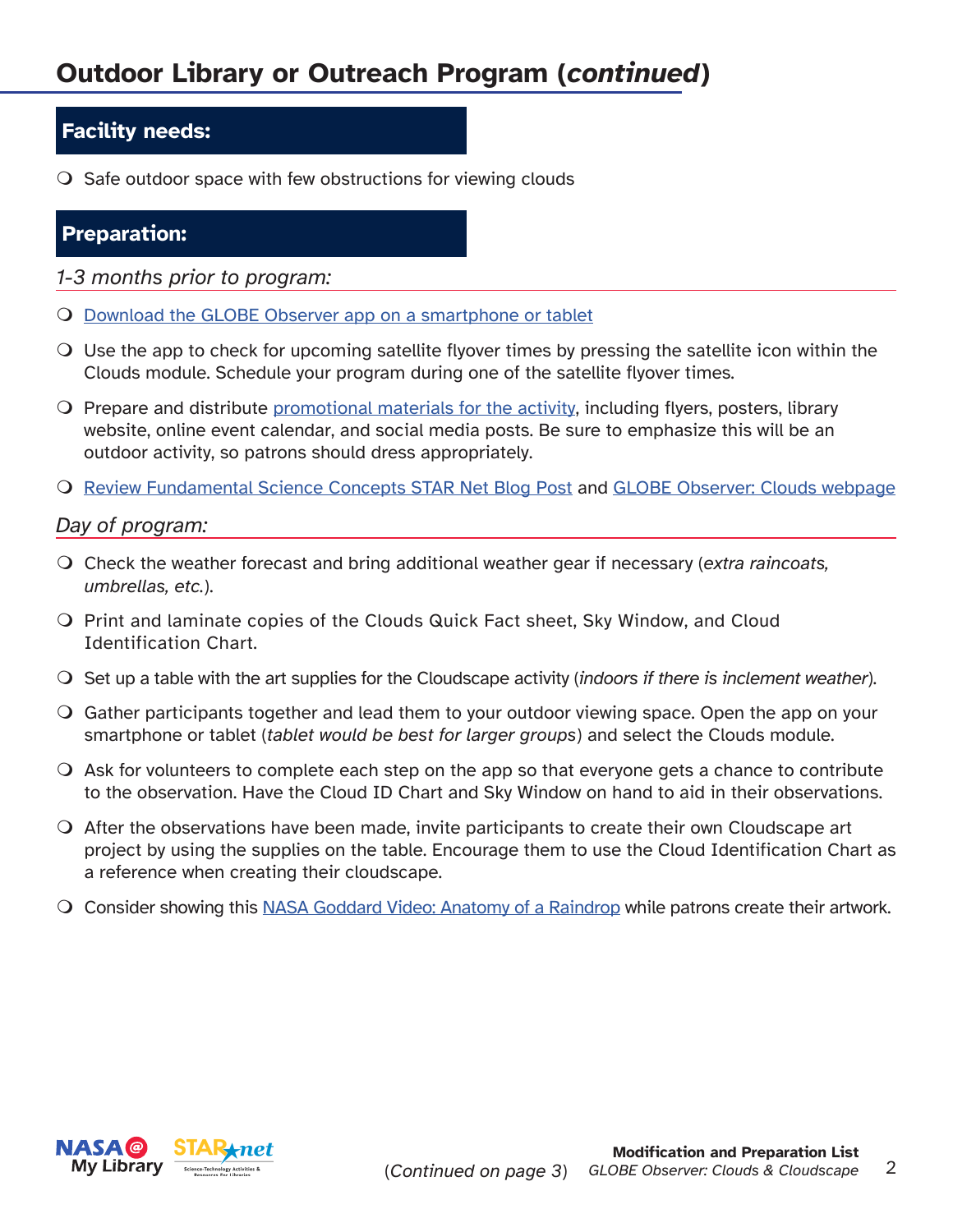# Outdoor Library or Outreach Program (*continued*)

## Facility needs:

- Safe outdoor space with few obstructions for viewing clouds

## Preparation:

*1-3 months prior to program:*

- Download the GLOBE Observer app on a smartphone or tablet
- Use the app to check for upcoming satellite flyover times by pressing the satellite icon within the Clouds module. Schedule your program during one of the satellite flyover times.
- Prepare and distribute promotional materials for the activity, including flyers, posters, library website, online event calendar, and social media posts. Be sure to emphasize this will be an outdoor activity, so patrons should dress appropriately.
- Review Fundamental Science Concepts STAR Net Blog Post and GLOBE Observer: Clouds webpage

*Day of program:*

- Check the weather forecast and bring additional weather gear if necessary (*extra raincoats, umbrellas, etc.*).
- Print and laminate copies of the Clouds Quick Fact sheet, Sky Window, and Cloud Identification Chart.
- Set up a table with the art supplies for the Cloudscape activity (*indoors if there is inclement weather*).
- Gather participants together and lead them to your outdoor viewing space. Open the app on your smartphone or tablet (*tablet would be best for larger groups*) and select the Clouds module.
- Ask for volunteers to complete each step on the app so that everyone gets a chance to contribute to the observation. Have the Cloud ID Chart and Sky Window on hand to aid in their observations.
- After the observations have been made, invite participants to create their own Cloudscape art project by using the supplies on the table. Encourage them to use the Cloud Identification Chart as a reference when creating their cloudscape.
- Consider showing this NASA Goddard Video: Anatomy of a Raindrop while patrons create their artwork.

(*Continued on page 3*)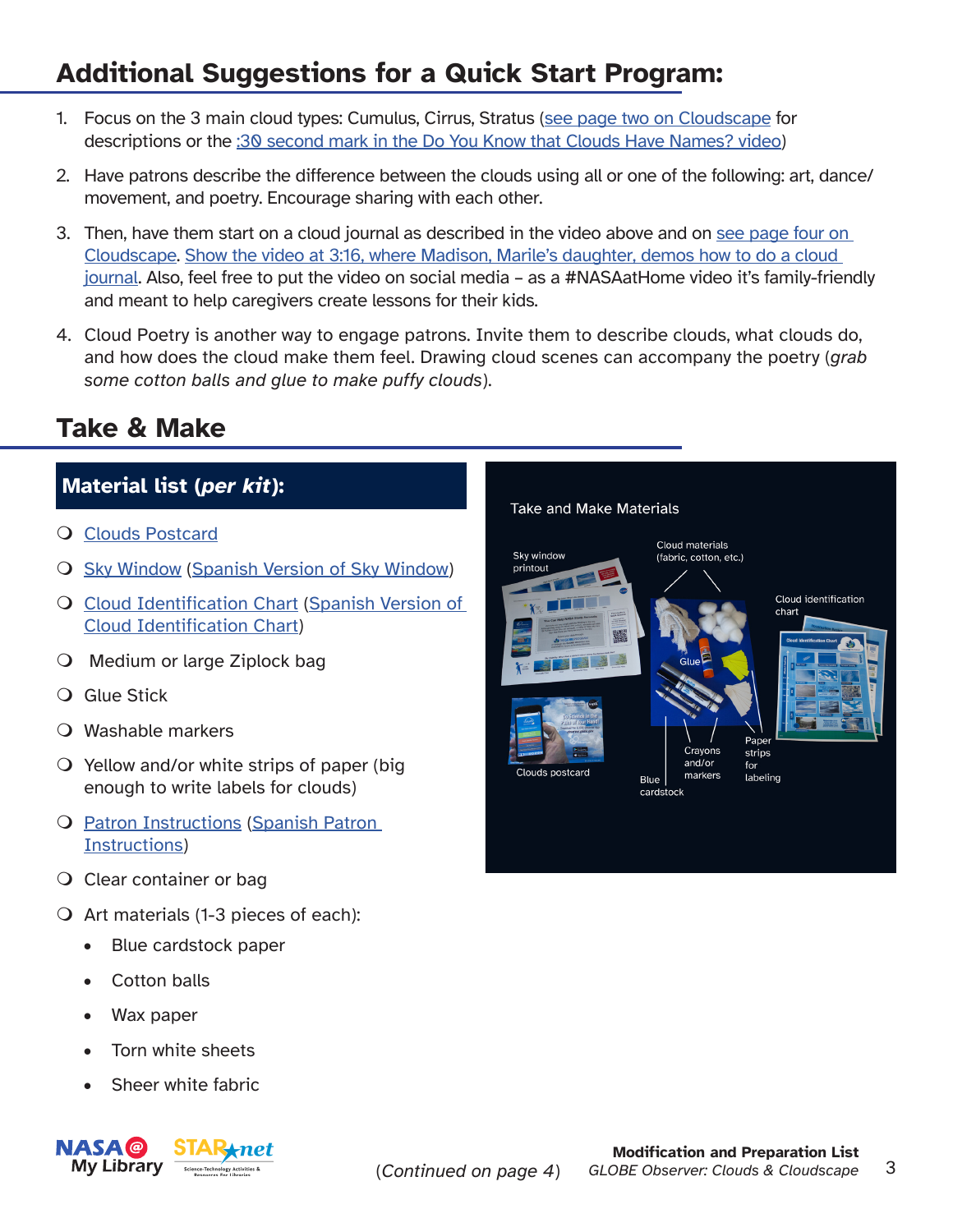## Additional Suggestions for a Quick Start Program:

1. Focus on the 3 main cloud types: Cumulus, Cirrus, Stratus (see page two on Cloudscape for descriptions or the :30 second mark in the Do You Know that Clouds Have Names? video)
2. Have patrons describe the difference between the clouds using all or one of the following: art, dance/movement, and poetry. Encourage sharing with each other.
3. Then, have them start on a cloud journal as described in the video above and on see page four on Cloudscape. Show the video at 3:16, where Madison, Marile's daughter, demos how to do a cloud journal. Also, feel free to put the video on social media – as a #NASAatHome video it's family-friendly and meant to help caregivers create lessons for their kids.
4. Cloud Poetry is another way to engage patrons. Invite them to describe clouds, what clouds do, and how does the cloud make them feel. Drawing cloud scenes can accompany the poetry (*grab some cotton balls and glue to make puffy clouds*).

## Take & Make

### Material list (*per kit*):

- ❍ Clouds Postcard
- ❍ Sky Window (Spanish Version of Sky Window)
- ❍ Cloud Identification Chart (Spanish Version of Cloud Identification Chart)
- ❍ Medium or large Ziplock bag
- ❍ Glue Stick
- ❍ Washable markers
- ❍ Yellow and/or white strips of paper (big enough to write labels for clouds)
- ❍ Patron Instructions (Spanish Patron Instructions)
- ❍ Clear container or bag
- ❍ Art materials (1-3 pieces of each):
  - Blue cardstock paper
  - Cotton balls
  - Wax paper
  - Torn white sheets
  - Sheer white fabric

Take and Make Materials

Sky window printout · Cloud materials (fabric, cotton, etc.) · Cloud identification chart · Glue · Clouds postcard · Blue cardstock · Crayons and/or markers · Paper strips for labeling

(*Continued on page 4*)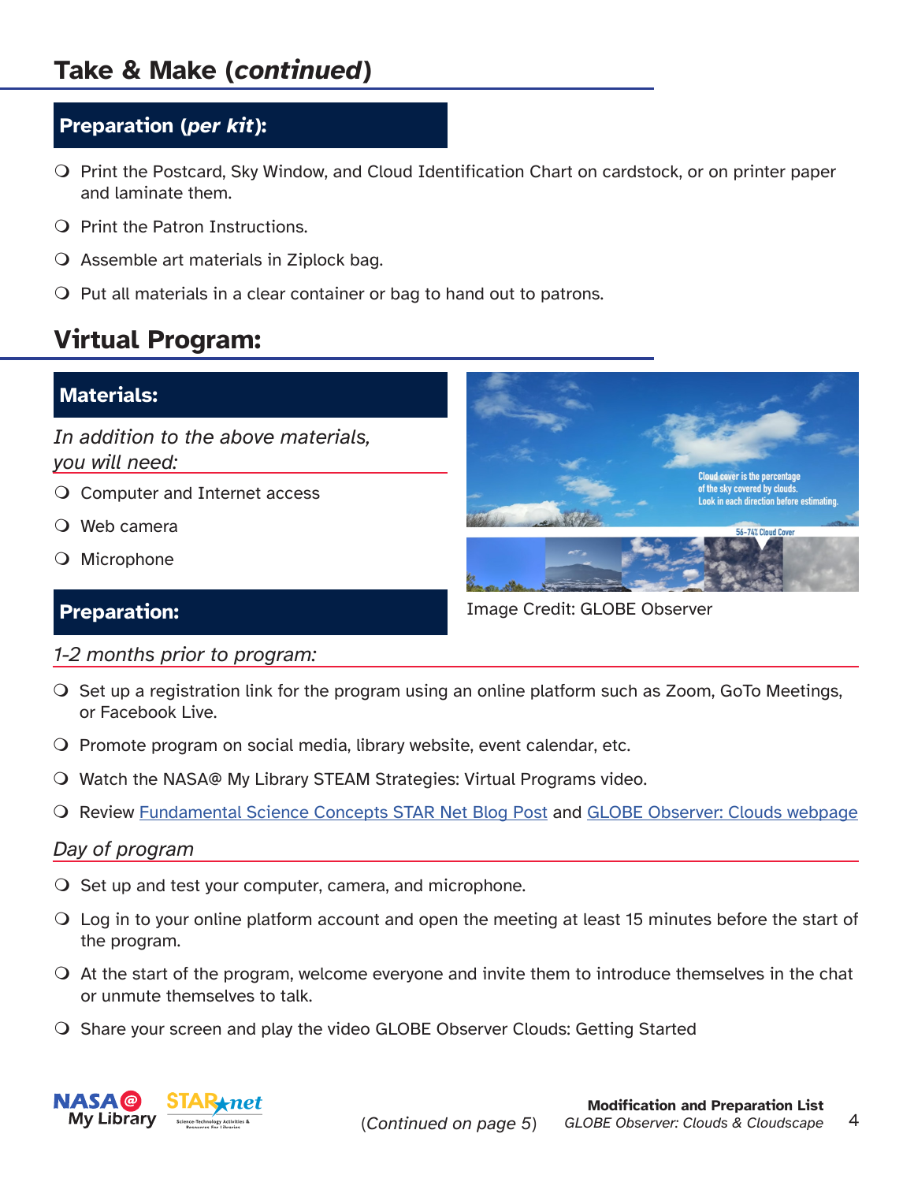## Take & Make (*continued*)

### Preparation (*per kit*):

- Print the Postcard, Sky Window, and Cloud Identification Chart on cardstock, or on printer paper and laminate them.
- Print the Patron Instructions.
- Assemble art materials in Ziplock bag.
- Put all materials in a clear container or bag to hand out to patrons.

## Virtual Program:

### Materials:

*In addition to the above materials, you will need:*

- Computer and Internet access
- Web camera
- Microphone

Image Credit: GLOBE Observer

### Preparation:

*1-2 months prior to program:*

- Set up a registration link for the program using an online platform such as Zoom, GoTo Meetings, or Facebook Live.
- Promote program on social media, library website, event calendar, etc.
- Watch the NASA@ My Library STEAM Strategies: Virtual Programs video.
- Review Fundamental Science Concepts STAR Net Blog Post and GLOBE Observer: Clouds webpage

*Day of program*

- Set up and test your computer, camera, and microphone.
- Log in to your online platform account and open the meeting at least 15 minutes before the start of the program.
- At the start of the program, welcome everyone and invite them to introduce themselves in the chat or unmute themselves to talk.
- Share your screen and play the video GLOBE Observer Clouds: Getting Started

(*Continued on page 5*)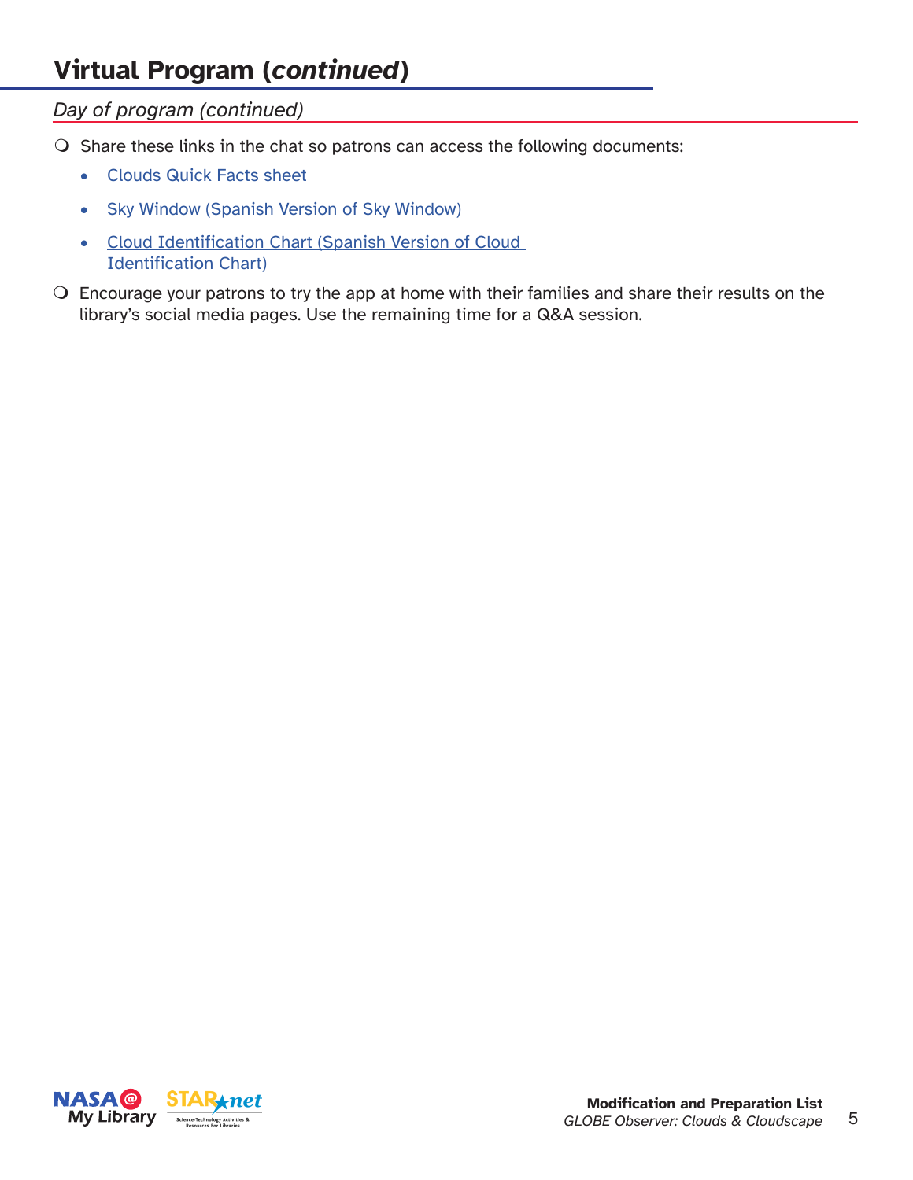## Virtual Program (*continued*)

*Day of program (continued)*

- ❍ Share these links in the chat so patrons can access the following documents:
  - Clouds Quick Facts sheet
  - Sky Window (Spanish Version of Sky Window)
  - Cloud Identification Chart (Spanish Version of Cloud Identification Chart)
- ❍ Encourage your patrons to try the app at home with their families and share their results on the library's social media pages. Use the remaining time for a Q&A session.